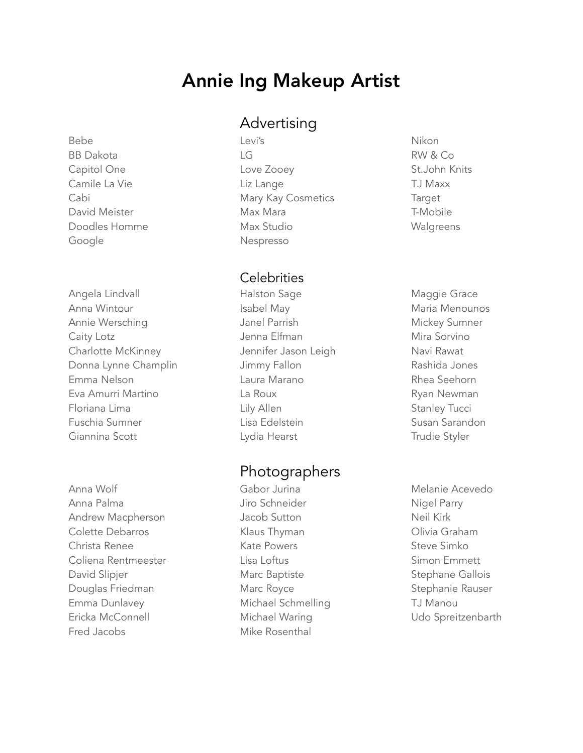# Annie Ing Makeup Artist

## Advertising

- Bebe
- BB Dakota
- Capitol One
- Camile La Vie
- Cabi
- David Meister
- Doodles Homme
- Google
- Levi's
- LG
- Love Zooey
- Liz Lange
- Mary Kay Cosmetics
- Max Mara
- Max Studio
- Nespresso
- Nikon
- RW & Co
- St.John Knits
- TJ Maxx
- Target
- T-Mobile
- Walgreens

## Celebrities

- Angela Lindvall
- Anna Wintour
- Annie Wersching
- Caity Lotz
- Charlotte McKinney
- Donna Lynne Champlin
- Emma Nelson
- Eva Amurri Martino
- Floriana Lima
- Fuschia Sumner
- Giannina Scott
- Halston Sage
- Isabel May
- Janel Parrish
- Jenna Elfman
- Jennifer Jason Leigh
- Jimmy Fallon
- Laura Marano
- La Roux
- Lily Allen
- Lisa Edelstein
- Lydia Hearst
- Maggie Grace
- Maria Menounos
- Mickey Sumner
- Mira Sorvino
- Navi Rawat
- Rashida Jones
- Rhea Seehorn
- Ryan Newman
- Stanley Tucci
- Susan Sarandon
- Trudie Styler

## Photographers

- Anna Wolf
- Anna Palma
- Andrew Macpherson
- Colette Debarros
- Christa Renee
- Coliena Rentmeester
- David Slipjer
- Douglas Friedman
- Emma Dunlavey
- Ericka McConnell
- Fred Jacobs
- Gabor Jurina
- Jiro Schneider
- Jacob Sutton
- Klaus Thyman
- Kate Powers
- Lisa Loftus
- Marc Baptiste
- Marc Royce
- Michael Schmelling
- Michael Waring
- Mike Rosenthal
- Melanie Acevedo
- Nigel Parry
- Neil Kirk
- Olivia Graham
- Steve Simko
- Simon Emmett
- Stephane Gallois
- Stephanie Rauser
- TJ Manou
- Udo Spreitzenbarth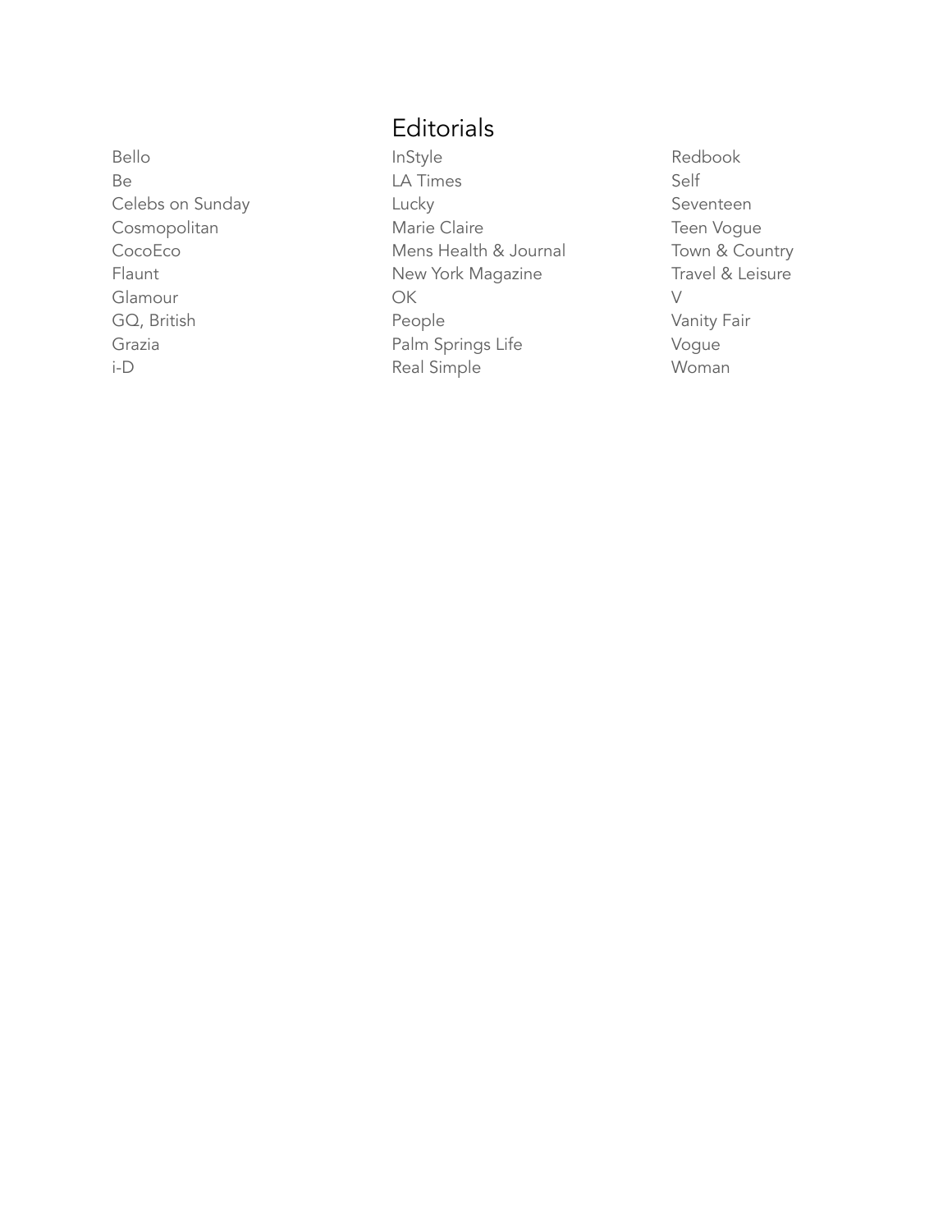## Editorials

- Bello
- Be
- Celebs on Sunday
- Cosmopolitan
- CocoEco
- Flaunt
- Glamour
- GQ, British
- Grazia
- i-D
- InStyle
- LA Times
- Lucky
- Marie Claire
- Mens Health & Journal
- New York Magazine
- OK
- People
- Palm Springs Life
- Real Simple
- Redbook
- Self
- Seventeen
- Teen Vogue
- Town & Country
- Travel & Leisure
- V
- Vanity Fair
- Vogue
- Woman